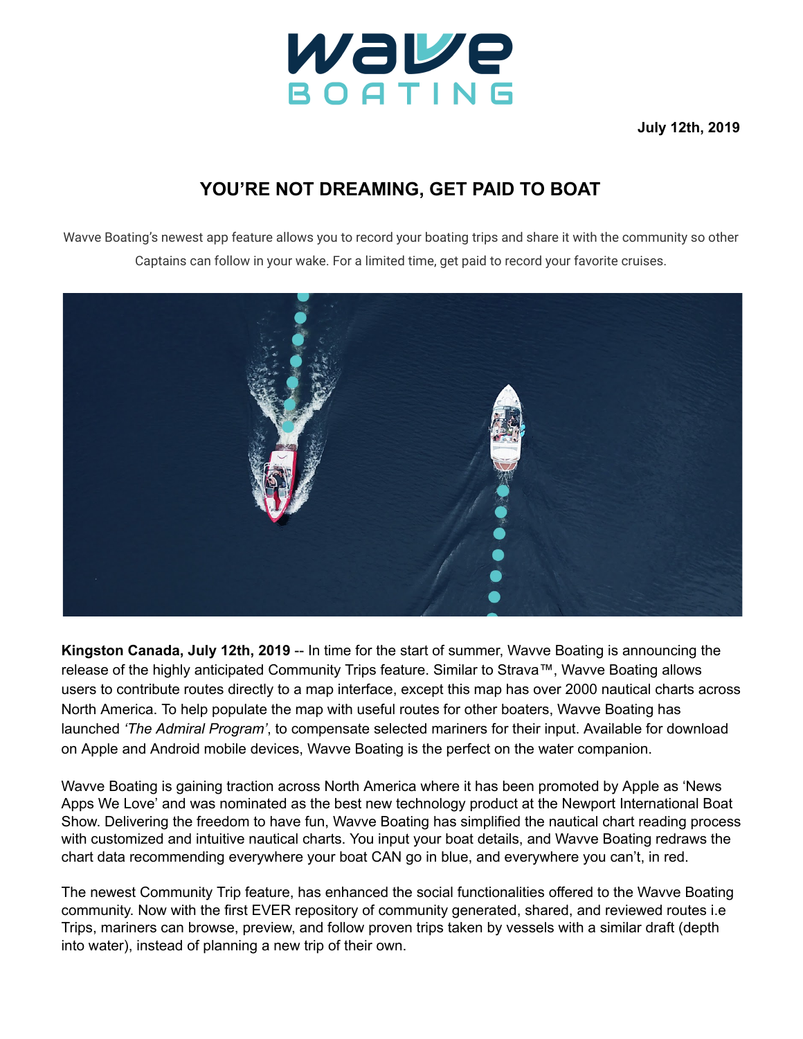July 12th, 2019

# YOU'RE NOT DREAMING, GET PAID TO BOAT

Wavve Boating's newest app feature allows you to record your boating trips and share it with the community so other Captains can follow in your wake. For a limited time, get paid to record your favorite cruises.

**Kingston Canada, July 12th, 2019** -- In time for the start of summer, Wavve Boating is announcing the release of the highly anticipated Community Trips feature. Similar to Strava™, Wavve Boating allows users to contribute routes directly to a map interface, except this map has over 2000 nautical charts across North America. To help populate the map with useful routes for other boaters, Wavve Boating has launched *'The Admiral Program'*, to compensate selected mariners for their input. Available for download on Apple and Android mobile devices, Wavve Boating is the perfect on the water companion.

Wavve Boating is gaining traction across North America where it has been promoted by Apple as 'News Apps We Love' and was nominated as the best new technology product at the Newport International Boat Show. Delivering the freedom to have fun, Wavve Boating has simplified the nautical chart reading process with customized and intuitive nautical charts. You input your boat details, and Wavve Boating redraws the chart data recommending everywhere your boat CAN go in blue, and everywhere you can't, in red.

The newest Community Trip feature, has enhanced the social functionalities offered to the Wavve Boating community. Now with the first EVER repository of community generated, shared, and reviewed routes i.e Trips, mariners can browse, preview, and follow proven trips taken by vessels with a similar draft (depth into water), instead of planning a new trip of their own.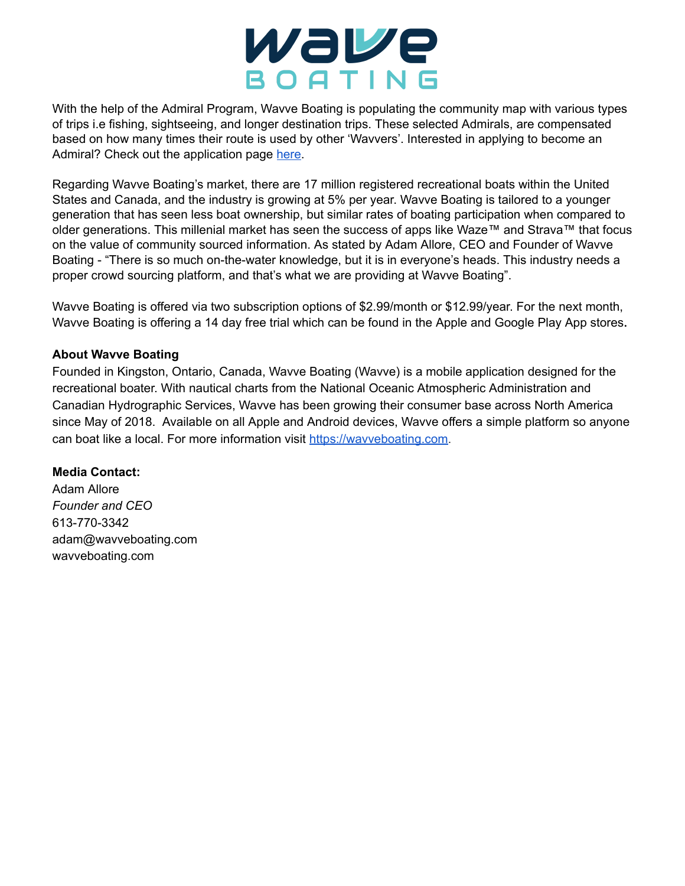With the help of the Admiral Program, Wavve Boating is populating the community map with various types of trips i.e fishing, sightseeing, and longer destination trips. These selected Admirals, are compensated based on how many times their route is used by other 'Wavvers'. Interested in applying to become an Admiral? Check out the application page here.

Regarding Wavve Boating's market, there are 17 million registered recreational boats within the United States and Canada, and the industry is growing at 5% per year. Wavve Boating is tailored to a younger generation that has seen less boat ownership, but similar rates of boating participation when compared to older generations. This millenial market has seen the success of apps like Waze™ and Strava™ that focus on the value of community sourced information. As stated by Adam Allore, CEO and Founder of Wavve Boating - "There is so much on-the-water knowledge, but it is in everyone's heads. This industry needs a proper crowd sourcing platform, and that's what we are providing at Wavve Boating".

Wavve Boating is offered via two subscription options of $2.99/month or $12.99/year. For the next month, Wavve Boating is offering a 14 day free trial which can be found in the Apple and Google Play App stores**.**

**About Wavve Boating**

Founded in Kingston, Ontario, Canada, Wavve Boating (Wavve) is a mobile application designed for the recreational boater. With nautical charts from the National Oceanic Atmospheric Administration and Canadian Hydrographic Services, Wavve has been growing their consumer base across North America since May of 2018. Available on all Apple and Android devices, Wavve offers a simple platform so anyone can boat like a local. For more information visit https://wavveboating.com.

**Media Contact:**

Adam Allore
*Founder and CEO*
613-770-3342
adam@wavveboating.com
wavveboating.com